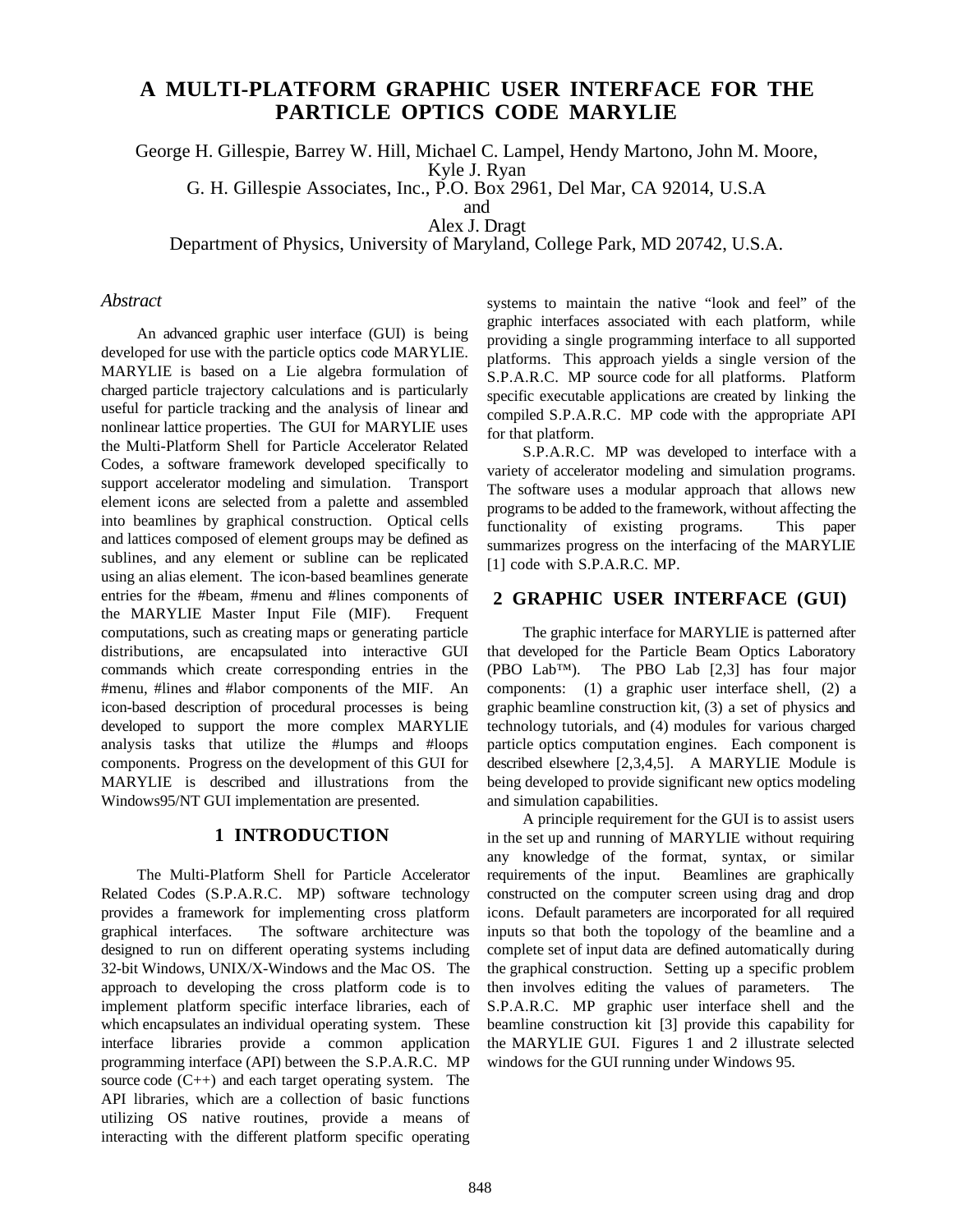# A MULTI-PLATFORM GRAPHIC USER INTERFACE FOR THE PARTICLE OPTICS CODE MARYLIE

George H. Gillespie, Barrey W. Hill, Michael C. Lampel, Hendy Martono, John M. Moore, Kyle J. Ryan
G. H. Gillespie Associates, Inc., P.O. Box 2961, Del Mar, CA 92014, U.S.A
and
Alex J. Dragt
Department of Physics, University of Maryland, College Park, MD 20742, U.S.A.

*Abstract*

An advanced graphic user interface (GUI) is being developed for use with the particle optics code MARYLIE. MARYLIE is based on a Lie algebra formulation of charged particle trajectory calculations and is particularly useful for particle tracking and the analysis of linear and nonlinear lattice properties. The GUI for MARYLIE uses the Multi-Platform Shell for Particle Accelerator Related Codes, a software framework developed specifically to support accelerator modeling and simulation. Transport element icons are selected from a palette and assembled into beamlines by graphical construction. Optical cells and lattices composed of element groups may be defined as sublines, and any element or subline can be replicated using an alias element. The icon-based beamlines generate entries for the #beam, #menu and #lines components of the MARYLIE Master Input File (MIF). Frequent computations, such as creating maps or generating particle distributions, are encapsulated into interactive GUI commands which create corresponding entries in the #menu, #lines and #labor components of the MIF. An icon-based description of procedural processes is being developed to support the more complex MARYLIE analysis tasks that utilize the #lumps and #loops components. Progress on the development of this GUI for MARYLIE is described and illustrations from the Windows95/NT GUI implementation are presented.

## 1 INTRODUCTION

The Multi-Platform Shell for Particle Accelerator Related Codes (S.P.A.R.C. MP) software technology provides a framework for implementing cross platform graphical interfaces. The software architecture was designed to run on different operating systems including 32-bit Windows, UNIX/X-Windows and the Mac OS. The approach to developing the cross platform code is to implement platform specific interface libraries, each of which encapsulates an individual operating system. These interface libraries provide a common application programming interface (API) between the S.P.A.R.C. MP source code (C++) and each target operating system. The API libraries, which are a collection of basic functions utilizing OS native routines, provide a means of interacting with the different platform specific operating systems to maintain the native "look and feel" of the graphic interfaces associated with each platform, while providing a single programming interface to all supported platforms. This approach yields a single version of the S.P.A.R.C. MP source code for all platforms. Platform specific executable applications are created by linking the compiled S.P.A.R.C. MP code with the appropriate API for that platform.

S.P.A.R.C. MP was developed to interface with a variety of accelerator modeling and simulation programs. The software uses a modular approach that allows new programs to be added to the framework, without affecting the functionality of existing programs. This paper summarizes progress on the interfacing of the MARYLIE [1] code with S.P.A.R.C. MP.

## 2 GRAPHIC USER INTERFACE (GUI)

The graphic interface for MARYLIE is patterned after that developed for the Particle Beam Optics Laboratory (PBO Lab™). The PBO Lab [2,3] has four major components: (1) a graphic user interface shell, (2) a graphic beamline construction kit, (3) a set of physics and technology tutorials, and (4) modules for various charged particle optics computation engines. Each component is described elsewhere [2,3,4,5]. A MARYLIE Module is being developed to provide significant new optics modeling and simulation capabilities.

A principle requirement for the GUI is to assist users in the set up and running of MARYLIE without requiring any knowledge of the format, syntax, or similar requirements of the input. Beamlines are graphically constructed on the computer screen using drag and drop icons. Default parameters are incorporated for all required inputs so that both the topology of the beamline and a complete set of input data are defined automatically during the graphical construction. Setting up a specific problem then involves editing the values of parameters. The S.P.A.R.C. MP graphic user interface shell and the beamline construction kit [3] provide this capability for the MARYLIE GUI. Figures 1 and 2 illustrate selected windows for the GUI running under Windows 95.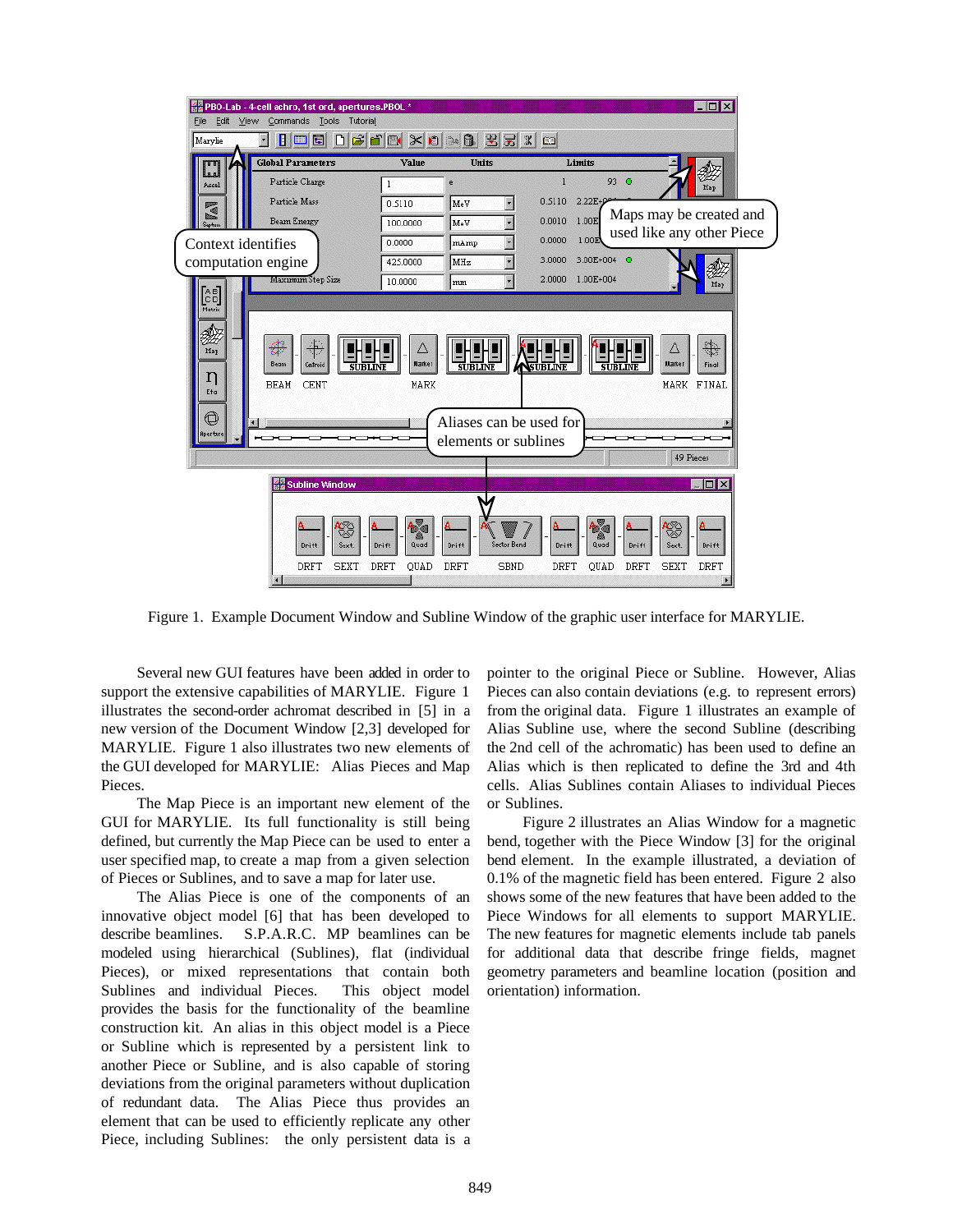Figure 1. Example Document Window and Subline Window of the graphic user interface for MARYLIE.

Several new GUI features have been added in order to support the extensive capabilities of MARYLIE. Figure 1 illustrates the second-order achromat described in [5] in a new version of the Document Window [2,3] developed for MARYLIE. Figure 1 also illustrates two new elements of the GUI developed for MARYLIE: Alias Pieces and Map Pieces.

The Map Piece is an important new element of the GUI for MARYLIE. Its full functionality is still being defined, but currently the Map Piece can be used to enter a user specified map, to create a map from a given selection of Pieces or Sublines, and to save a map for later use.

The Alias Piece is one of the components of an innovative object model [6] that has been developed to describe beamlines. S.P.A.R.C. MP beamlines can be modeled using hierarchical (Sublines), flat (individual Pieces), or mixed representations that contain both Sublines and individual Pieces. This object model provides the basis for the functionality of the beamline construction kit. An alias in this object model is a Piece or Subline which is represented by a persistent link to another Piece or Subline, and is also capable of storing deviations from the original parameters without duplication of redundant data. The Alias Piece thus provides an element that can be used to efficiently replicate any other Piece, including Sublines: the only persistent data is a pointer to the original Piece or Subline. However, Alias Pieces can also contain deviations (e.g. to represent errors) from the original data. Figure 1 illustrates an example of Alias Subline use, where the second Subline (describing the 2nd cell of the achromatic) has been used to define an Alias which is then replicated to define the 3rd and 4th cells. Alias Sublines contain Aliases to individual Pieces or Sublines.

Figure 2 illustrates an Alias Window for a magnetic bend, together with the Piece Window [3] for the original bend element. In the example illustrated, a deviation of 0.1% of the magnetic field has been entered. Figure 2 also shows some of the new features that have been added to the Piece Windows for all elements to support MARYLIE. The new features for magnetic elements include tab panels for additional data that describe fringe fields, magnet geometry parameters and beamline location (position and orientation) information.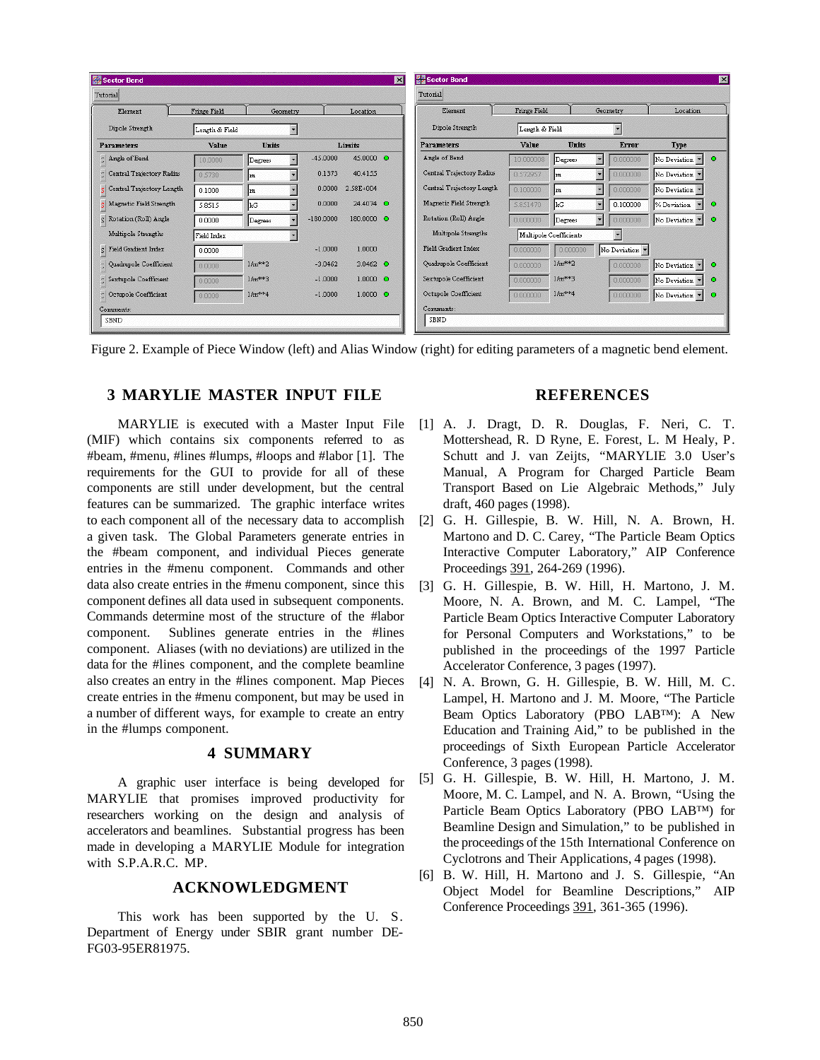Figure 2. Example of Piece Window (left) and Alias Window (right) for editing parameters of a magnetic bend element.

## 3 MARYLIE MASTER INPUT FILE

MARYLIE is executed with a Master Input File (MIF) which contains six components referred to as #beam, #menu, #lines #lumps, #loops and #labor [1]. The requirements for the GUI to provide for all of these components are still under development, but the central features can be summarized. The graphic interface writes to each component all of the necessary data to accomplish a given task. The Global Parameters generate entries in the #beam component, and individual Pieces generate entries in the #menu component. Commands and other data also create entries in the #menu component, since this component defines all data used in subsequent components. Commands determine most of the structure of the #labor component. Sublines generate entries in the #lines component. Aliases (with no deviations) are utilized in the data for the #lines component, and the complete beamline also creates an entry in the #lines component. Map Pieces create entries in the #menu component, but may be used in a number of different ways, for example to create an entry in the #lumps component.

## 4 SUMMARY

A graphic user interface is being developed for MARYLIE that promises improved productivity for researchers working on the design and analysis of accelerators and beamlines. Substantial progress has been made in developing a MARYLIE Module for integration with S.P.A.R.C. MP.

## ACKNOWLEDGMENT

This work has been supported by the U. S. Department of Energy under SBIR grant number DE-FG03-95ER81975.

## REFERENCES

[1] A. J. Dragt, D. R. Douglas, F. Neri, C. T. Mottershead, R. D Ryne, E. Forest, L. M Healy, P. Schutt and J. van Zeijts, "MARYLIE 3.0 User's Manual, A Program for Charged Particle Beam Transport Based on Lie Algebraic Methods," July draft, 460 pages (1998).

[2] G. H. Gillespie, B. W. Hill, N. A. Brown, H. Martono and D. C. Carey, "The Particle Beam Optics Interactive Computer Laboratory," AIP Conference Proceedings 391, 264-269 (1996).

[3] G. H. Gillespie, B. W. Hill, H. Martono, J. M. Moore, N. A. Brown, and M. C. Lampel, "The Particle Beam Optics Interactive Computer Laboratory for Personal Computers and Workstations," to be published in the proceedings of the 1997 Particle Accelerator Conference, 3 pages (1997).

[4] N. A. Brown, G. H. Gillespie, B. W. Hill, M. C. Lampel, H. Martono and J. M. Moore, "The Particle Beam Optics Laboratory (PBO LAB™): A New Education and Training Aid," to be published in the proceedings of Sixth European Particle Accelerator Conference, 3 pages (1998).

[5] G. H. Gillespie, B. W. Hill, H. Martono, J. M. Moore, M. C. Lampel, and N. A. Brown, "Using the Particle Beam Optics Laboratory (PBO LAB™) for Beamline Design and Simulation," to be published in the proceedings of the 15th International Conference on Cyclotrons and Their Applications, 4 pages (1998).

[6] B. W. Hill, H. Martono and J. S. Gillespie, "An Object Model for Beamline Descriptions," AIP Conference Proceedings 391, 361-365 (1996).